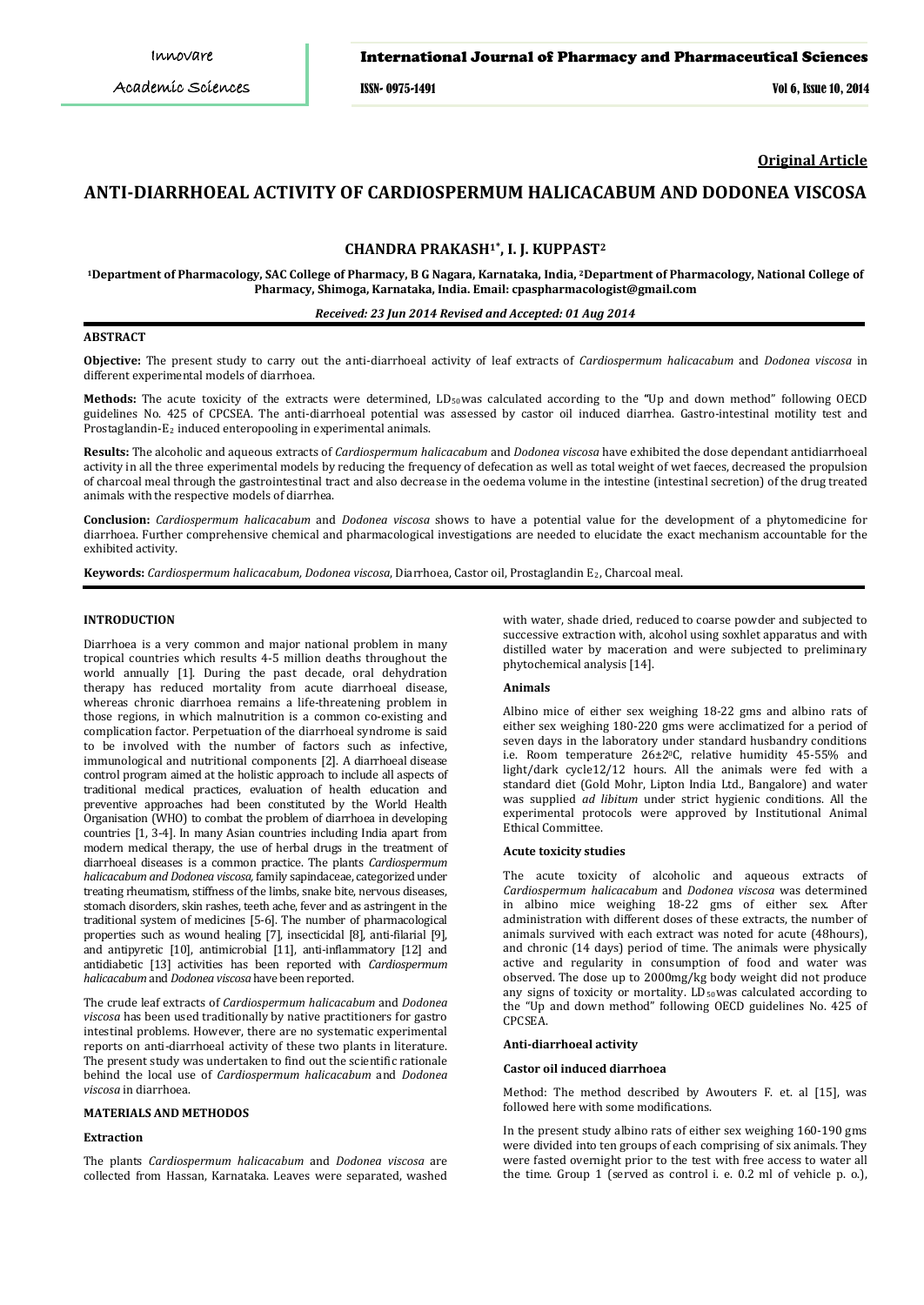**Original Article**

# ANTI-DIARRHOEAL ACTIVITY OF CARDIOSPERMUM HALICACABUM AND DODONEA VISCOSA

**CHANDRA PRAKASH[1*], I. J. KUPPAST[2]**

[1]Department of Pharmacology, SAC College of Pharmacy, B G Nagara, Karnataka, India, [2]Department of Pharmacology, National College of Pharmacy, Shimoga, Karnataka, India. Email: cpaspharmacologist@gmail.com

*Received: 23 Jun 2014 Revised and Accepted: 01 Aug 2014*

## ABSTRACT

**Objective:** The present study to carry out the anti-diarrhoeal activity of leaf extracts of *Cardiospermum halicacabum* and *Dodonea viscosa* in different experimental models of diarrhoea.

**Methods:** The acute toxicity of the extracts were determined, $LD_{50}$ was calculated according to the "Up and down method" following OECD guidelines No. 425 of CPCSEA. The anti-diarrhoeal potential was assessed by castor oil induced diarrhea. Gastro-intestinal motility test and Prostaglandin-$E_2$ induced enteropooling in experimental animals.

**Results:** The alcoholic and aqueous extracts of *Cardiospermum halicacabum* and *Dodonea viscosa* have exhibited the dose dependant antidiarrhoeal activity in all the three experimental models by reducing the frequency of defecation as well as total weight of wet faeces, decreased the propulsion of charcoal meal through the gastrointestinal tract and also decrease in the oedema volume in the intestine (intestinal secretion) of the drug treated animals with the respective models of diarrhea.

**Conclusion:** *Cardiospermum halicacabum* and *Dodonea viscosa* shows to have a potential value for the development of a phytomedicine for diarrhoea. Further comprehensive chemical and pharmacological investigations are needed to elucidate the exact mechanism accountable for the exhibited activity.

**Keywords:** *Cardiospermum halicacabum, Dodonea viscosa*, Diarrhoea, Castor oil, Prostaglandin $E_2$, Charcoal meal.

## INTRODUCTION

Diarrhoea is a very common and major national problem in many tropical countries which results 4-5 million deaths throughout the world annually [1]. During the past decade, oral dehydration therapy has reduced mortality from acute diarrhoeal disease, whereas chronic diarrhoea remains a life-threatening problem in those regions, in which malnutrition is a common co-existing and complication factor. Perpetuation of the diarrhoeal syndrome is said to be involved with the number of factors such as infective, immunological and nutritional components [2]. A diarrhoeal disease control program aimed at the holistic approach to include all aspects of traditional medical practices, evaluation of health education and preventive approaches had been constituted by the World Health Organisation (WHO) to combat the problem of diarrhoea in developing countries [1, 3-4]. In many Asian countries including India apart from modern medical therapy, the use of herbal drugs in the treatment of diarrhoeal diseases is a common practice. The plants *Cardiospermum halicacabum and Dodonea viscosa,* family sapindaceae, categorized under treating rheumatism, stiffness of the limbs, snake bite, nervous diseases, stomach disorders, skin rashes, teeth ache, fever and as astringent in the traditional system of medicines [5-6]. The number of pharmacological properties such as wound healing [7], insecticidal [8], anti-filarial [9], and antipyretic [10], antimicrobial [11], anti-inflammatory [12] and antidiabetic [13] activities has been reported with *Cardiospermum halicacabum* and *Dodonea viscosa* have been reported.

The crude leaf extracts of *Cardiospermum halicacabum* and *Dodonea viscosa* has been used traditionally by native practitioners for gastro intestinal problems. However, there are no systematic experimental reports on anti-diarrhoeal activity of these two plants in literature. The present study was undertaken to find out the scientific rationale behind the local use of *Cardiospermum halicacabum* and *Dodonea viscosa* in diarrhoea.

## MATERIALS AND METHODOS

### Extraction

The plants *Cardiospermum halicacabum* and *Dodonea viscosa* are collected from Hassan, Karnataka. Leaves were separated, washed with water, shade dried, reduced to coarse powder and subjected to successive extraction with, alcohol using soxhlet apparatus and with distilled water by maceration and were subjected to preliminary phytochemical analysis [14].

### Animals

Albino mice of either sex weighing 18-22 gms and albino rats of either sex weighing 180-220 gms were acclimatized for a period of seven days in the laboratory under standard husbandry conditions i.e. Room temperature 26±2$^0$C, relative humidity 45-55% and light/dark cycle12/12 hours. All the animals were fed with a standard diet (Gold Mohr, Lipton India Ltd., Bangalore) and water was supplied *ad libitum* under strict hygienic conditions. All the experimental protocols were approved by Institutional Animal Ethical Committee.

### Acute toxicity studies

The acute toxicity of alcoholic and aqueous extracts of *Cardiospermum halicacabum* and *Dodonea viscosa* was determined in albino mice weighing 18-22 gms of either sex. After administration with different doses of these extracts, the number of animals survived with each extract was noted for acute (48hours), and chronic (14 days) period of time. The animals were physically active and regularity in consumption of food and water was observed. The dose up to 2000mg/kg body weight did not produce any signs of toxicity or mortality. $LD_{50}$ was calculated according to the "Up and down method" following OECD guidelines No. 425 of CPCSEA.

### Anti-diarrhoeal activity

### Castor oil induced diarrhoea

Method: The method described by Awouters F. et. al [15], was followed here with some modifications.

In the present study albino rats of either sex weighing 160-190 gms were divided into ten groups of each comprising of six animals. They were fasted overnight prior to the test with free access to water all the time. Group 1 (served as control i. e. 0.2 ml of vehicle p. o.),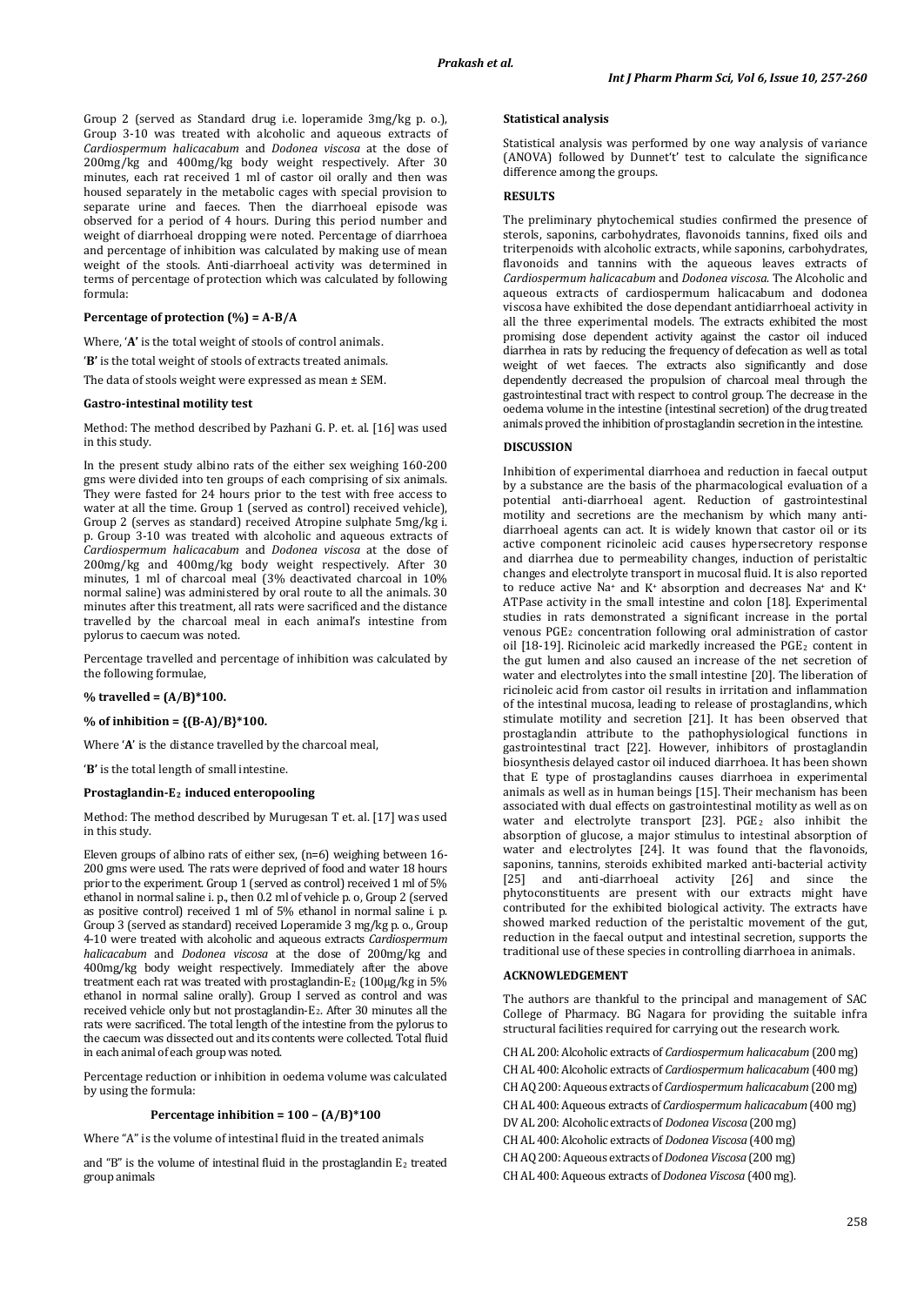Group 2 (served as Standard drug i.e. loperamide 3mg/kg p. o.), Group 3-10 was treated with alcoholic and aqueous extracts of *Cardiospermum halicacabum* and *Dodonea viscosa* at the dose of 200mg/kg and 400mg/kg body weight respectively. After 30 minutes, each rat received 1 ml of castor oil orally and then was housed separately in the metabolic cages with special provision to separate urine and faeces. Then the diarrhoeal episode was observed for a period of 4 hours. During this period number and weight of diarrhoeal dropping were noted. Percentage of diarrhoea and percentage of inhibition was calculated by making use of mean weight of the stools. Anti-diarrhoeal activity was determined in terms of percentage of protection which was calculated by following formula:

**Percentage of protection (%) = A-B/A**

Where, '**A'** is the total weight of stools of control animals.

'**B'** is the total weight of stools of extracts treated animals.

The data of stools weight were expressed as mean ± SEM.

#### Gastro-intestinal motility test

Method: The method described by Pazhani G. P. et. al. [16] was used in this study.

In the present study albino rats of the either sex weighing 160-200 gms were divided into ten groups of each comprising of six animals. They were fasted for 24 hours prior to the test with free access to water at all the time. Group 1 (served as control) received vehicle), Group 2 (serves as standard) received Atropine sulphate 5mg/kg i. p. Group 3-10 was treated with alcoholic and aqueous extracts of *Cardiospermum halicacabum* and *Dodonea viscosa* at the dose of 200mg/kg and 400mg/kg body weight respectively. After 30 minutes, 1 ml of charcoal meal (3% deactivated charcoal in 10% normal saline) was administered by oral route to all the animals. 30 minutes after this treatment, all rats were sacrificed and the distance travelled by the charcoal meal in each animal's intestine from pylorus to caecum was noted.

Percentage travelled and percentage of inhibition was calculated by the following formulae,

**% travelled = (A/B)*100.**

**% of inhibition = {(B-A)/B}*100.**

Where '**A**' is the distance travelled by the charcoal meal,

'**B**' is the total length of small intestine.

#### Prostaglandin-$E_2$ induced enteropooling

Method: The method described by Murugesan T et. al. [17] was used in this study.

Eleven groups of albino rats of either sex, (n=6) weighing between 16-200 gms were used. The rats were deprived of food and water 18 hours prior to the experiment. Group 1 (served as control) received 1 ml of 5% ethanol in normal saline i. p., then 0.2 ml of vehicle p. o, Group 2 (served as positive control) received 1 ml of 5% ethanol in normal saline i. p. Group 3 (served as standard) received Loperamide 3 mg/kg p. o., Group 4-10 were treated with alcoholic and aqueous extracts *Cardiospermum halicacabum* and *Dodonea viscosa* at the dose of 200mg/kg and 400mg/kg body weight respectively. Immediately after the above treatment each rat was treated with prostaglandin-$E_2$ (100µg/kg in 5% ethanol in normal saline orally). Group I served as control and was received vehicle only but not prostaglandin-$E_2$. After 30 minutes all the rats were sacrificed. The total length of the intestine from the pylorus to the caecum was dissected out and its contents were collected. Total fluid in each animal of each group was noted.

Percentage reduction or inhibition in oedema volume was calculated by using the formula:

**Percentage inhibition = 100 – (A/B)*100**

Where "A" is the volume of intestinal fluid in the treated animals

and "B" is the volume of intestinal fluid in the prostaglandin $E_2$ treated group animals

#### Statistical analysis

Statistical analysis was performed by one way analysis of variance (ANOVA) followed by Dunnet't' test to calculate the significance difference among the groups.

## RESULTS

The preliminary phytochemical studies confirmed the presence of sterols, saponins, carbohydrates, flavonoids tannins, fixed oils and triterpenoids with alcoholic extracts, while saponins, carbohydrates, flavonoids and tannins with the aqueous leaves extracts of *Cardiospermum halicacabum* and *Dodonea viscosa*. The Alcoholic and aqueous extracts of cardiospermum halicacabum and dodonea viscosa have exhibited the dose dependant antidiarrhoeal activity in all the three experimental models. The extracts exhibited the most promising dose dependent activity against the castor oil induced diarrhea in rats by reducing the frequency of defecation as well as total weight of wet faeces. The extracts also significantly and dose dependently decreased the propulsion of charcoal meal through the gastrointestinal tract with respect to control group. The decrease in the oedema volume in the intestine (intestinal secretion) of the drug treated animals proved the inhibition of prostaglandin secretion in the intestine.

## DISCUSSION

Inhibition of experimental diarrhoea and reduction in faecal output by a substance are the basis of the pharmacological evaluation of a potential anti-diarrhoeal agent. Reduction of gastrointestinal motility and secretions are the mechanism by which many anti-diarrhoeal agents can act. It is widely known that castor oil or its active component ricinoleic acid causes hypersecretory response and diarrhea due to permeability changes, induction of peristaltic changes and electrolyte transport in mucosal fluid. It is also reported to reduce active $Na^+$ and $K^+$ absorption and decreases $Na^+$ and $K^+$ ATPase activity in the small intestine and colon [18]. Experimental studies in rats demonstrated a significant increase in the portal venous $PGE_2$ concentration following oral administration of castor oil [18-19]. Ricinoleic acid markedly increased the $PGE_2$ content in the gut lumen and also caused an increase of the net secretion of water and electrolytes into the small intestine [20]. The liberation of ricinoleic acid from castor oil results in irritation and inflammation of the intestinal mucosa, leading to release of prostaglandins, which stimulate motility and secretion [21]. It has been observed that prostaglandin attribute to the pathophysiological functions in gastrointestinal tract [22]. However, inhibitors of prostaglandin biosynthesis delayed castor oil induced diarrhoea. It has been shown that E type of prostaglandins causes diarrhoea in experimental animals as well as in human beings [15]. Their mechanism has been associated with dual effects on gastrointestinal motility as well as on water and electrolyte transport [23]. $PGE_2$ also inhibit the absorption of glucose, a major stimulus to intestinal absorption of water and electrolytes [24]. It was found that the flavonoids, saponins, tannins, steroids exhibited marked anti-bacterial activity [25] and anti-diarrhoeal activity [26] and since the phytoconstituents are present with our extracts might have contributed for the exhibited biological activity. The extracts have showed marked reduction of the peristaltic movement of the gut, reduction in the faecal output and intestinal secretion, supports the traditional use of these species in controlling diarrhoea in animals.

## ACKNOWLEDGEMENT

The authors are thankful to the principal and management of SAC College of Pharmacy. BG Nagara for providing the suitable infra structural facilities required for carrying out the research work.

CH AL 200: Alcoholic extracts of *Cardiospermum halicacabum* (200 mg)

CH AL 400: Alcoholic extracts of *Cardiospermum halicacabum* (400 mg)

CH AQ 200: Aqueous extracts of *Cardiospermum halicacabum* (200 mg)

CH AL 400: Aqueous extracts of *Cardiospermum halicacabum* (400 mg)

DV AL 200: Alcoholic extracts of *Dodonea Viscosa* (200 mg)

CH AL 400: Alcoholic extracts of *Dodonea Viscosa* (400 mg)

CH AQ 200: Aqueous extracts of *Dodonea Viscosa* (200 mg)

CH AL 400: Aqueous extracts of *Dodonea Viscosa* (400 mg).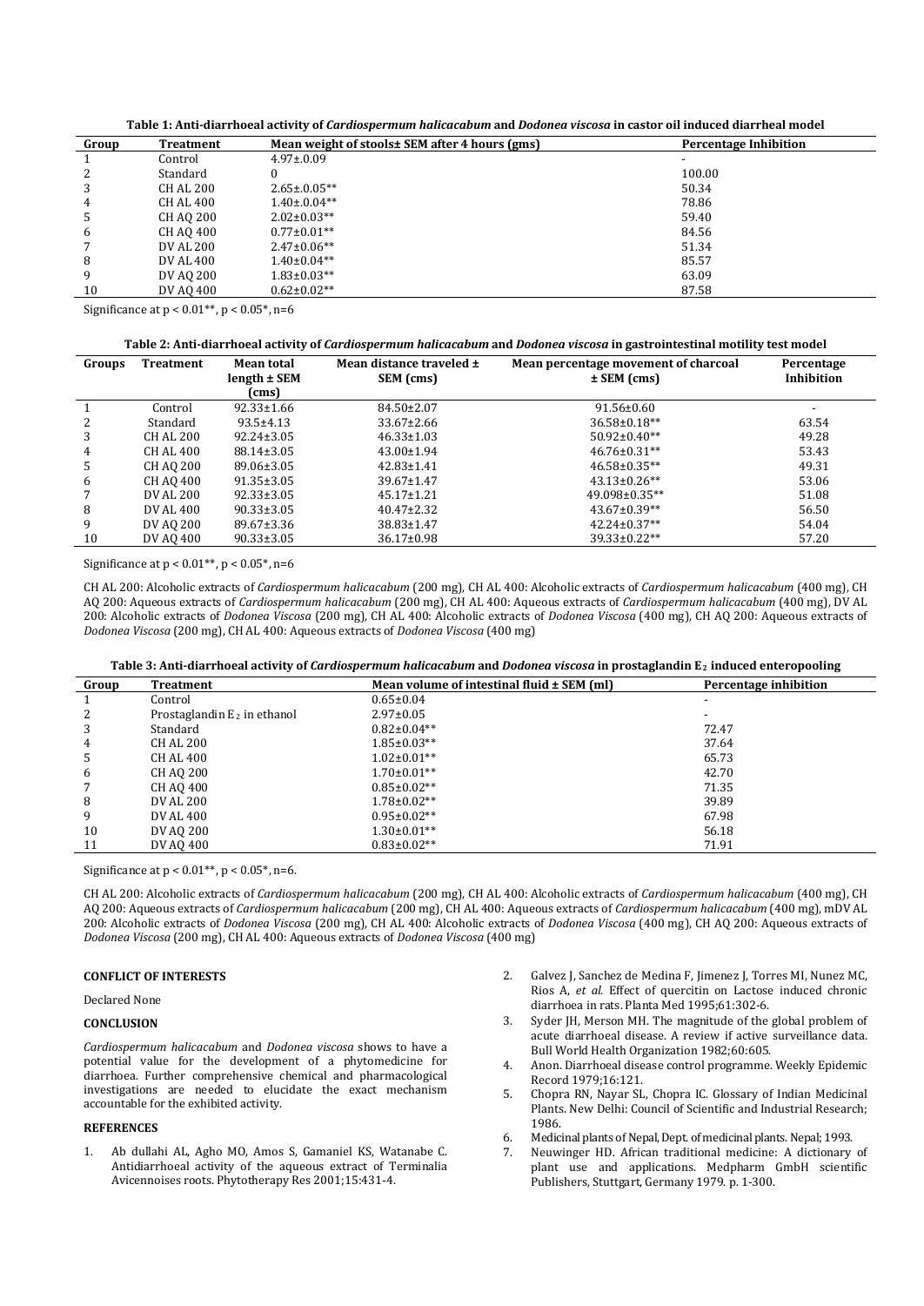**Table 1: Anti-diarrhoeal activity of *Cardiospermum halicacabum* and *Dodonea viscosa* in castor oil induced diarrheal model**

| Group | Treatment | Mean weight of stools± SEM after 4 hours (gms) | Percentage Inhibition |
|---|---|---|---|
| 1 | Control | 4.97±.0.09 | - |
| 2 | Standard | 0 | 100.00 |
| 3 | CH AL 200 | 2.65±.0.05** | 50.34 |
| 4 | CH AL 400 | 1.40±.0.04** | 78.86 |
| 5 | CH AQ 200 | 2.02±0.03** | 59.40 |
| 6 | CH AQ 400 | 0.77±0.01** | 84.56 |
| 7 | DV AL 200 | 2.47±0.06** | 51.34 |
| 8 | DV AL 400 | 1.40±0.04** | 85.57 |
| 9 | DV AQ 200 | 1.83±0.03** | 63.09 |
| 10 | DV AQ 400 | 0.62±0.02** | 87.58 |

Significance at $p < 0.01$**, $p < 0.05$*, n=6

**Table 2: Anti-diarrhoeal activity of *Cardiospermum halicacabum* and *Dodonea viscosa* in gastrointestinal motility test model**

| Groups | Treatment | Mean total length ± SEM (cms) | Mean distance traveled ± SEM (cms) | Mean percentage movement of charcoal ± SEM (cms) | Percentage Inhibition |
|---|---|---|---|---|---|
| 1 | Control | 92.33±1.66 | 84.50±2.07 | 91.56±0.60 | - |
| 2 | Standard | 93.5±4.13 | 33.67±2.66 | 36.58±0.18** | 63.54 |
| 3 | CH AL 200 | 92.24±3.05 | 46.33±1.03 | 50.92±0.40** | 49.28 |
| 4 | CH AL 400 | 88.14±3.05 | 43.00±1.94 | 46.76±0.31** | 53.43 |
| 5 | CH AQ 200 | 89.06±3.05 | 42.83±1.41 | 46.58±0.35** | 49.31 |
| 6 | CH AQ 400 | 91.35±3.05 | 39.67±1.47 | 43.13±0.26** | 53.06 |
| 7 | DV AL 200 | 92.33±3.05 | 45.17±1.21 | 49.098±0.35** | 51.08 |
| 8 | DV AL 400 | 90.33±3.05 | 40.47±2.32 | 43.67±0.39** | 56.50 |
| 9 | DV AQ 200 | 89.67±3.36 | 38.83±1.47 | 42.24±0.37** | 54.04 |
| 10 | DV AQ 400 | 90.33±3.05 | 36.17±0.98 | 39.33±0.22** | 57.20 |

Significance at $p < 0.01$**, $p < 0.05$*, n=6

CH AL 200: Alcoholic extracts of *Cardiospermum halicacabum* (200 mg), CH AL 400: Alcoholic extracts of *Cardiospermum halicacabum* (400 mg), CH AQ 200: Aqueous extracts of *Cardiospermum halicacabum* (200 mg), CH AL 400: Aqueous extracts of *Cardiospermum halicacabum* (400 mg), DV AL 200: Alcoholic extracts of *Dodonea Viscosa* (200 mg), CH AL 400: Alcoholic extracts of *Dodonea Viscosa* (400 mg), CH AQ 200: Aqueous extracts of *Dodonea Viscosa* (200 mg), CH AL 400: Aqueous extracts of *Dodonea Viscosa* (400 mg)

**Table 3: Anti-diarrhoeal activity of *Cardiospermum halicacabum* and *Dodonea viscosa* in prostaglandin $E_2$ induced enteropooling**

| Group | Treatment | Mean volume of intestinal fluid ± SEM (ml) | Percentage inhibition |
|---|---|---|---|
| 1 | Control | 0.65±0.04 | - |
| 2 | Prostaglandin $E_2$ in ethanol | 2.97±0.05 | - |
| 3 | Standard | 0.82±0.04** | 72.47 |
| 4 | CH AL 200 | 1.85±0.03** | 37.64 |
| 5 | CH AL 400 | 1.02±0.01** | 65.73 |
| 6 | CH AQ 200 | 1.70±0.01** | 42.70 |
| 7 | CH AQ 400 | 0.85±0.02** | 71.35 |
| 8 | DV AL 200 | 1.78±0.02** | 39.89 |
| 9 | DV AL 400 | 0.95±0.02** | 67.98 |
| 10 | DV AQ 200 | 1.30±0.01** | 56.18 |
| 11 | DV AQ 400 | 0.83±0.02** | 71.91 |

Significance at $p < 0.01$**, $p < 0.05$*, n=6.

CH AL 200: Alcoholic extracts of *Cardiospermum halicacabum* (200 mg), CH AL 400: Alcoholic extracts of *Cardiospermum halicacabum* (400 mg), CH AQ 200: Aqueous extracts of *Cardiospermum halicacabum* (200 mg), CH AL 400: Aqueous extracts of *Cardiospermum halicacabum* (400 mg), mDV AL 200: Alcoholic extracts of *Dodonea Viscosa* (200 mg), CH AL 400: Alcoholic extracts of *Dodonea Viscosa* (400 mg), CH AQ 200: Aqueous extracts of *Dodonea Viscosa* (200 mg), CH AL 400: Aqueous extracts of *Dodonea Viscosa* (400 mg)

**CONFLICT OF INTERESTS**

Declared None

**CONCLUSION**

*Cardiospermum halicacabum* and *Dodonea viscosa* shows to have a potential value for the development of a phytomedicine for diarrhoea. Further comprehensive chemical and pharmacological investigations are needed to elucidate the exact mechanism accountable for the exhibited activity.

**REFERENCES**

1. Ab dullahi AL, Agho MO, Amos S, Gamaniel KS, Watanabe C. Antidiarrhoeal activity of the aqueous extract of Terminalia Avicennoises roots. Phytotherapy Res 2001;15:431-4.
2. Galvez J, Sanchez de Medina F, Jimenez J, Torres MI, Nunez MC, Rios A, *et al*. Effect of quercitin on Lactose induced chronic diarrhoea in rats. Planta Med 1995;61:302-6.
3. Syder JH, Merson MH. The magnitude of the global problem of acute diarrhoeal disease. A review if active surveillance data. Bull World Health Organization 1982;60:605.
4. Anon. Diarrhoeal disease control programme. Weekly Epidemic Record 1979;16:121.
5. Chopra RN, Nayar SL, Chopra IC. Glossary of Indian Medicinal Plants. New Delhi: Council of Scientific and Industrial Research; 1986.
6. Medicinal plants of Nepal, Dept. of medicinal plants. Nepal; 1993.
7. Neuwinger HD. African traditional medicine: A dictionary of plant use and applications. Medpharm GmbH scientific Publishers, Stuttgart, Germany 1979. p. 1-300.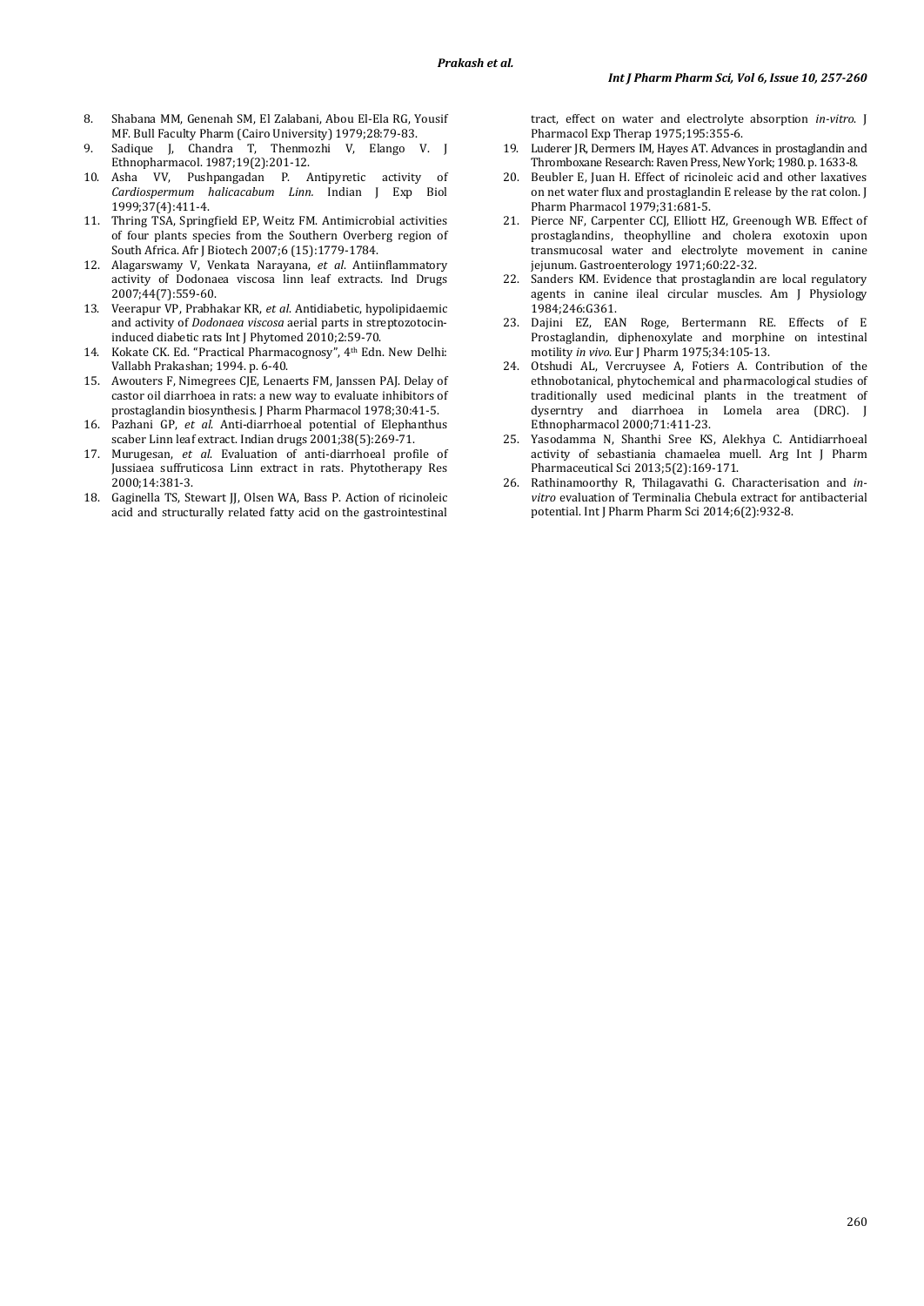8. Shabana MM, Genenah SM, El Zalabani, Abou El-Ela RG, Yousif MF. Bull Faculty Pharm (Cairo University) 1979;28:79-83.
9. Sadique J, Chandra T, Thenmozhi V, Elango V. J Ethnopharmacol. 1987;19(2):201-12.
10. Asha VV, Pushpangadan P. Antipyretic activity of *Cardiospermum halicacabum Linn.* Indian J Exp Biol 1999;37(4):411-4.
11. Thring TSA, Springfield EP, Weitz FM. Antimicrobial activities of four plants species from the Southern Overberg region of South Africa. Afr J Biotech 2007;6 (15):1779-1784.
12. Alagarswamy V, Venkata Narayana, *et al*. Antiinflammatory activity of Dodonaea viscosa linn leaf extracts. Ind Drugs 2007;44(7):559-60.
13. Veerapur VP, Prabhakar KR, *et al*. Antidiabetic, hypolipidaemic and activity of *Dodonaea viscosa* aerial parts in streptozotocin-induced diabetic rats Int J Phytomed 2010;2:59-70.
14. Kokate CK. Ed. "Practical Pharmacognosy", 4th Edn. New Delhi: Vallabh Prakashan; 1994. p. 6-40.
15. Awouters F, Nimegrees CJE, Lenaerts FM, Janssen PAJ. Delay of castor oil diarrhoea in rats: a new way to evaluate inhibitors of prostaglandin biosynthesis. J Pharm Pharmacol 1978;30:41-5.
16. Pazhani GP, *et al*. Anti-diarrhoeal potential of Elephanthus scaber Linn leaf extract. Indian drugs 2001;38(5):269-71.
17. Murugesan, *et al*. Evaluation of anti-diarrhoeal profile of Jussiaea suffruticosa Linn extract in rats. Phytotherapy Res 2000;14:381-3.
18. Gaginella TS, Stewart JJ, Olsen WA, Bass P. Action of ricinoleic acid and structurally related fatty acid on the gastrointestinal tract, effect on water and electrolyte absorption *in-vitro*. J Pharmacol Exp Therap 1975;195:355-6.
19. Luderer JR, Dermers IM, Hayes AT. Advances in prostaglandin and Thromboxane Research: Raven Press, New York; 1980. p. 1633-8.
20. Beubler E, Juan H. Effect of ricinoleic acid and other laxatives on net water flux and prostaglandin E release by the rat colon. J Pharm Pharmacol 1979;31:681-5.
21. Pierce NF, Carpenter CCJ, Elliott HZ, Greenough WB. Effect of prostaglandins, theophylline and cholera exotoxin upon transmucosal water and electrolyte movement in canine jejunum. Gastroenterology 1971;60:22-32.
22. Sanders KM. Evidence that prostaglandin are local regulatory agents in canine ileal circular muscles. Am J Physiology 1984;246:G361.
23. Dajini EZ, EAN Roge, Bertermann RE. Effects of E Prostaglandin, diphenoxylate and morphine on intestinal motility *in vivo*. Eur J Pharm 1975;34:105-13.
24. Otshudi AL, Vercruysee A, Fotiers A. Contribution of the ethnobotanical, phytochemical and pharmacological studies of traditionally used medicinal plants in the treatment of dyserntry and diarrhoea in Lomela area (DRC). J Ethnopharmacol 2000;71:411-23.
25. Yasodamma N, Shanthi Sree KS, Alekhya C. Antidiarrhoeal activity of sebastiania chamaelea muell. Arg Int J Pharm Pharmaceutical Sci 2013;5(2):169-171.
26. Rathinamoorthy R, Thilagavathi G. Characterisation and *in-vitro* evaluation of Terminalia Chebula extract for antibacterial potential. Int J Pharm Pharm Sci 2014;6(2):932-8.